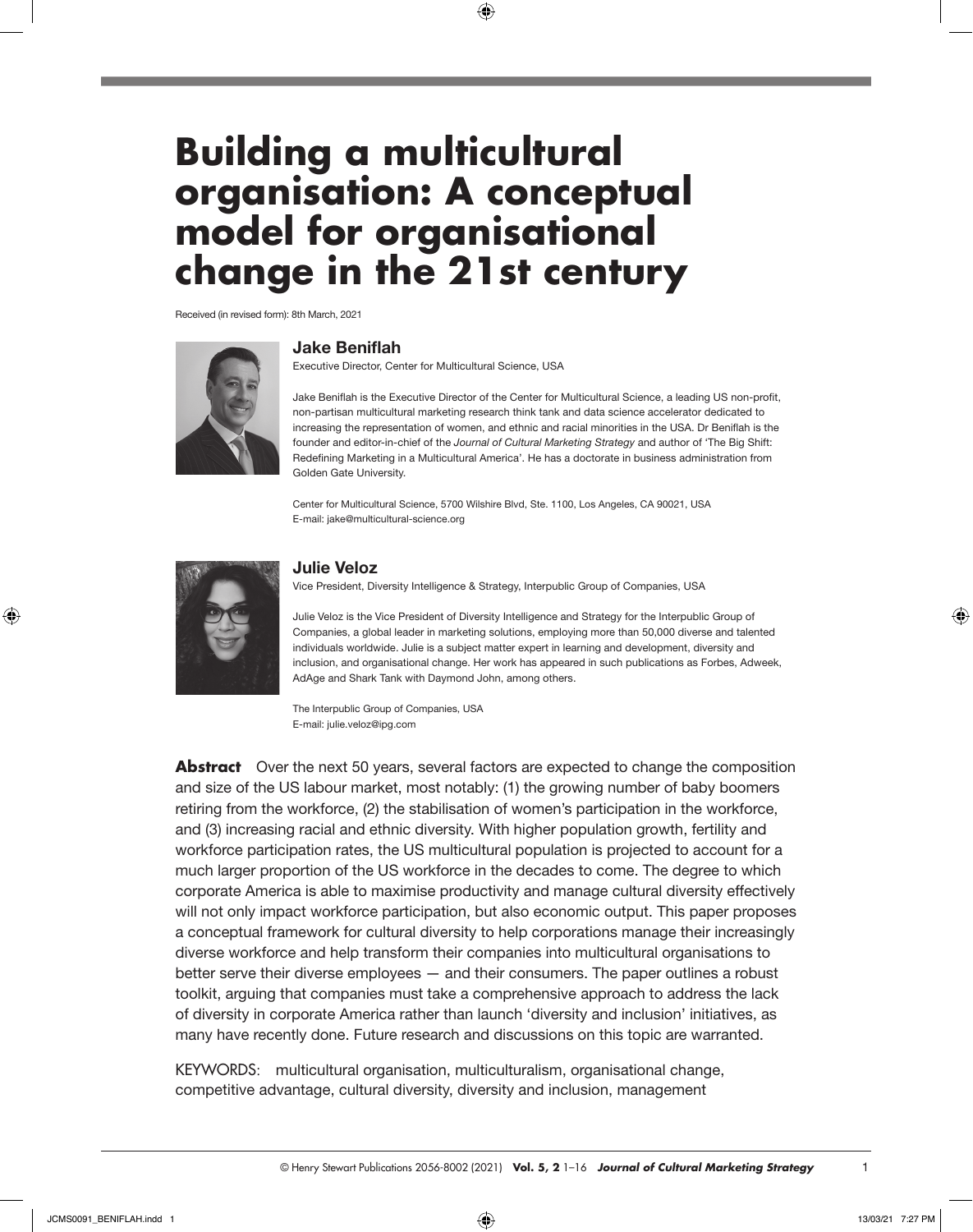# Building a multicultural organisation: A conceptual model for organisational change in the 21st century

Received (in revised form): 8th March, 2021

## Jake Beniflah

Executive Director, Center for Multicultural Science, USA

Jake Beniflah is the Executive Director of the Center for Multicultural Science, a leading US non-profit, non-partisan multicultural marketing research think tank and data science accelerator dedicated to increasing the representation of women, and ethnic and racial minorities in the USA. Dr Beniflah is the founder and editor-in-chief of the *Journal of Cultural Marketing Strategy* and author of 'The Big Shift: Redefining Marketing in a Multicultural America'. He has a doctorate in business administration from Golden Gate University.

Center for Multicultural Science, 5700 Wilshire Blvd, Ste. 1100, Los Angeles, CA 90021, USA
E-mail: jake@multicultural-science.org

## Julie Veloz

Vice President, Diversity Intelligence & Strategy, Interpublic Group of Companies, USA

Julie Veloz is the Vice President of Diversity Intelligence and Strategy for the Interpublic Group of Companies, a global leader in marketing solutions, employing more than 50,000 diverse and talented individuals worldwide. Julie is a subject matter expert in learning and development, diversity and inclusion, and organisational change. Her work has appeared in such publications as Forbes, Adweek, AdAge and Shark Tank with Daymond John, among others.

The Interpublic Group of Companies, USA
E-mail: julie.veloz@ipg.com

**Abstract** Over the next 50 years, several factors are expected to change the composition and size of the US labour market, most notably: (1) the growing number of baby boomers retiring from the workforce, (2) the stabilisation of women's participation in the workforce, and (3) increasing racial and ethnic diversity. With higher population growth, fertility and workforce participation rates, the US multicultural population is projected to account for a much larger proportion of the US workforce in the decades to come. The degree to which corporate America is able to maximise productivity and manage cultural diversity effectively will not only impact workforce participation, but also economic output. This paper proposes a conceptual framework for cultural diversity to help corporations manage their increasingly diverse workforce and help transform their companies into multicultural organisations to better serve their diverse employees — and their consumers. The paper outlines a robust toolkit, arguing that companies must take a comprehensive approach to address the lack of diversity in corporate America rather than launch 'diversity and inclusion' initiatives, as many have recently done. Future research and discussions on this topic are warranted.

KEYWORDS: multicultural organisation, multiculturalism, organisational change, competitive advantage, cultural diversity, diversity and inclusion, management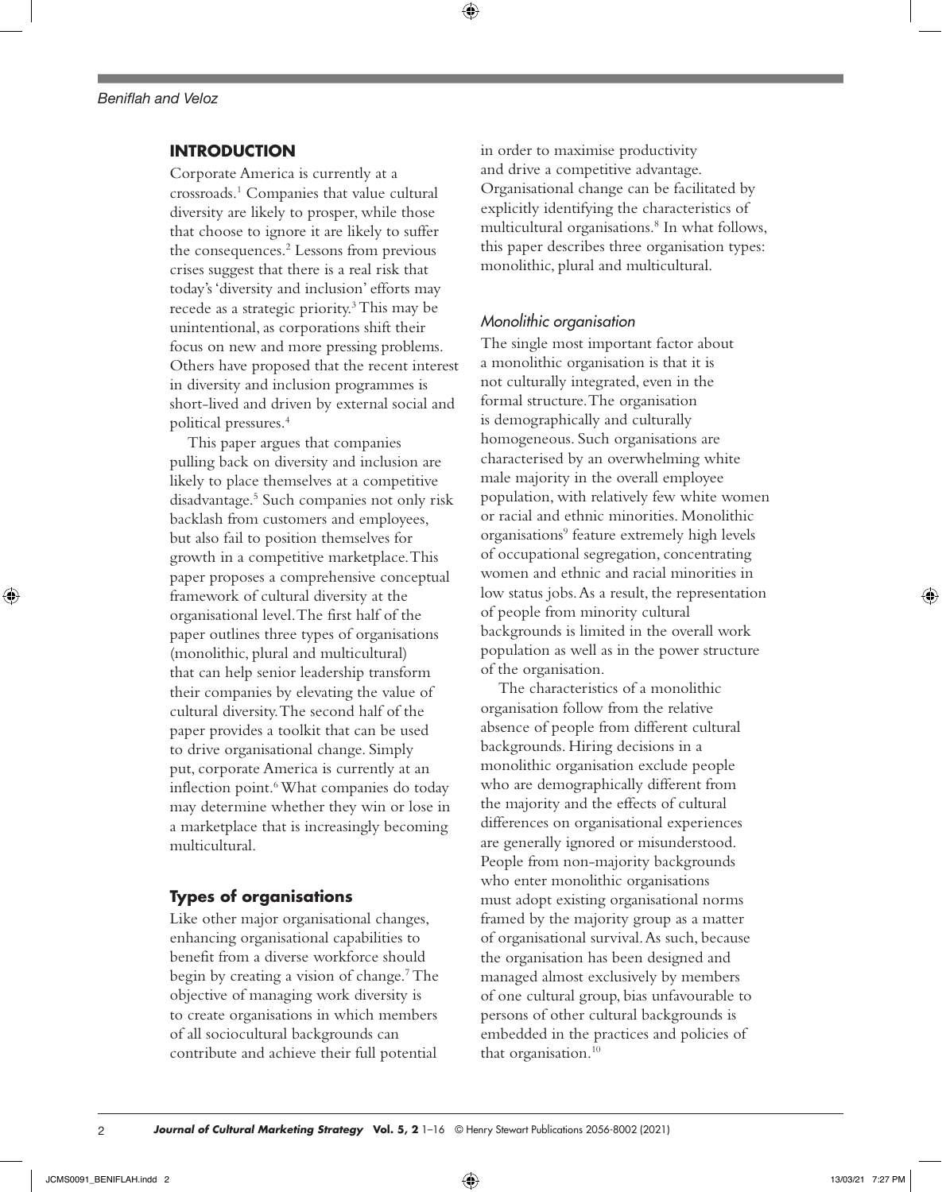## INTRODUCTION

Corporate America is currently at a crossroads.[1] Companies that value cultural diversity are likely to prosper, while those that choose to ignore it are likely to suffer the consequences.[2] Lessons from previous crises suggest that there is a real risk that today's 'diversity and inclusion' efforts may recede as a strategic priority.[3] This may be unintentional, as corporations shift their focus on new and more pressing problems. Others have proposed that the recent interest in diversity and inclusion programmes is short-lived and driven by external social and political pressures.[4]

This paper argues that companies pulling back on diversity and inclusion are likely to place themselves at a competitive disadvantage.[5] Such companies not only risk backlash from customers and employees, but also fail to position themselves for growth in a competitive marketplace. This paper proposes a comprehensive conceptual framework of cultural diversity at the organisational level. The first half of the paper outlines three types of organisations (monolithic, plural and multicultural) that can help senior leadership transform their companies by elevating the value of cultural diversity. The second half of the paper provides a toolkit that can be used to drive organisational change. Simply put, corporate America is currently at an inflection point.[6] What companies do today may determine whether they win or lose in a marketplace that is increasingly becoming multicultural.

### Types of organisations

Like other major organisational changes, enhancing organisational capabilities to benefit from a diverse workforce should begin by creating a vision of change.[7] The objective of managing work diversity is to create organisations in which members of all sociocultural backgrounds can contribute and achieve their full potential in order to maximise productivity and drive a competitive advantage. Organisational change can be facilitated by explicitly identifying the characteristics of multicultural organisations.[8] In what follows, this paper describes three organisation types: monolithic, plural and multicultural.

#### *Monolithic organisation*

The single most important factor about a monolithic organisation is that it is not culturally integrated, even in the formal structure. The organisation is demographically and culturally homogeneous. Such organisations are characterised by an overwhelming white male majority in the overall employee population, with relatively few white women or racial and ethnic minorities. Monolithic organisations[9] feature extremely high levels of occupational segregation, concentrating women and ethnic and racial minorities in low status jobs. As a result, the representation of people from minority cultural backgrounds is limited in the overall work population as well as in the power structure of the organisation.

The characteristics of a monolithic organisation follow from the relative absence of people from different cultural backgrounds. Hiring decisions in a monolithic organisation exclude people who are demographically different from the majority and the effects of cultural differences on organisational experiences are generally ignored or misunderstood. People from non-majority backgrounds who enter monolithic organisations must adopt existing organisational norms framed by the majority group as a matter of organisational survival. As such, because the organisation has been designed and managed almost exclusively by members of one cultural group, bias unfavourable to persons of other cultural backgrounds is embedded in the practices and policies of that organisation.[10]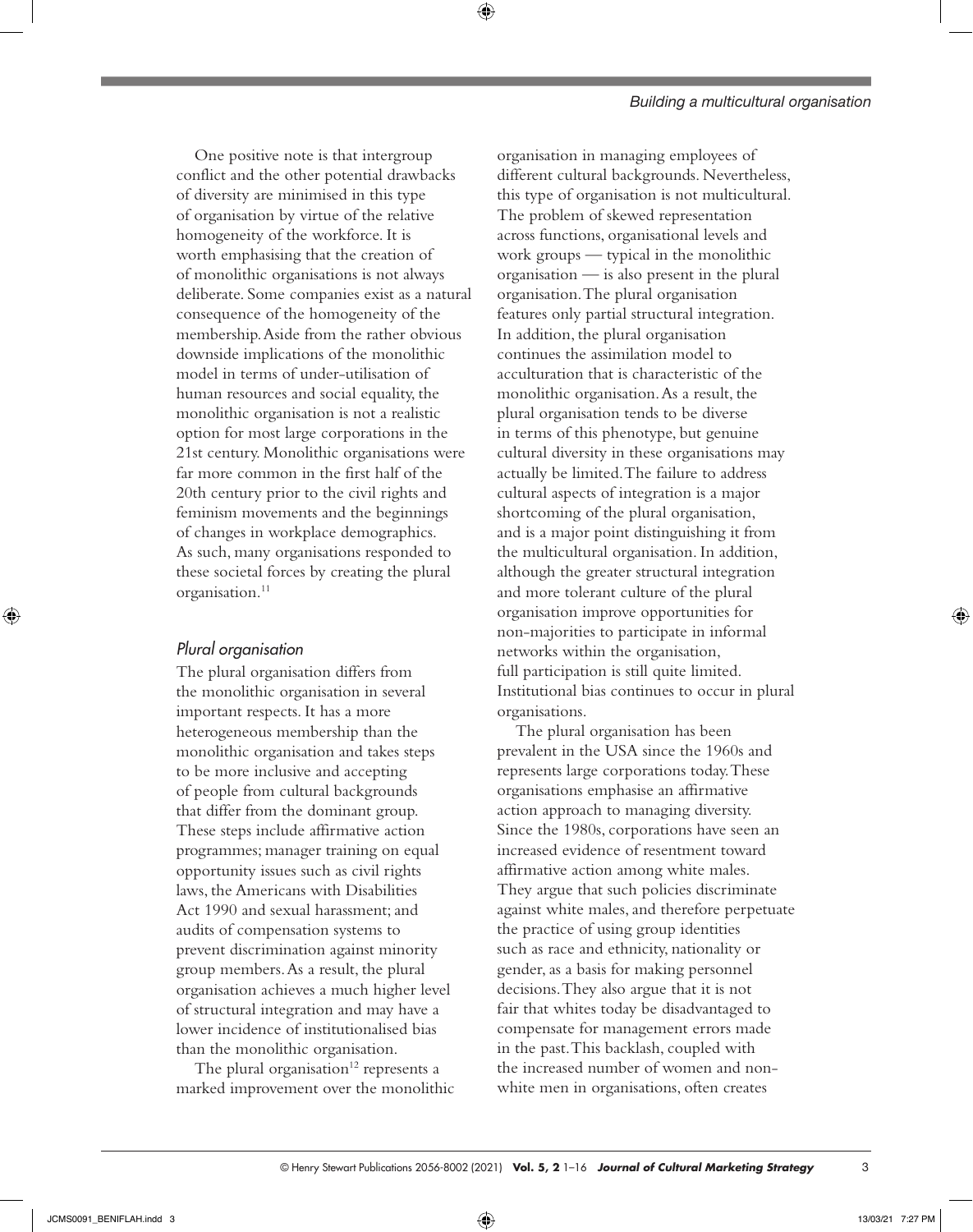One positive note is that intergroup conflict and the other potential drawbacks of diversity are minimised in this type of organisation by virtue of the relative homogeneity of the workforce. It is worth emphasising that the creation of of monolithic organisations is not always deliberate. Some companies exist as a natural consequence of the homogeneity of the membership. Aside from the rather obvious downside implications of the monolithic model in terms of under-utilisation of human resources and social equality, the monolithic organisation is not a realistic option for most large corporations in the 21st century. Monolithic organisations were far more common in the first half of the 20th century prior to the civil rights and feminism movements and the beginnings of changes in workplace demographics. As such, many organisations responded to these societal forces by creating the plural organisation.[11]

### *Plural organisation*

The plural organisation differs from the monolithic organisation in several important respects. It has a more heterogeneous membership than the monolithic organisation and takes steps to be more inclusive and accepting of people from cultural backgrounds that differ from the dominant group. These steps include affirmative action programmes; manager training on equal opportunity issues such as civil rights laws, the Americans with Disabilities Act 1990 and sexual harassment; and audits of compensation systems to prevent discrimination against minority group members. As a result, the plural organisation achieves a much higher level of structural integration and may have a lower incidence of institutionalised bias than the monolithic organisation.

The plural organisation[12] represents a marked improvement over the monolithic organisation in managing employees of different cultural backgrounds. Nevertheless, this type of organisation is not multicultural. The problem of skewed representation across functions, organisational levels and work groups — typical in the monolithic organisation — is also present in the plural organisation. The plural organisation features only partial structural integration. In addition, the plural organisation continues the assimilation model to acculturation that is characteristic of the monolithic organisation. As a result, the plural organisation tends to be diverse in terms of this phenotype, but genuine cultural diversity in these organisations may actually be limited. The failure to address cultural aspects of integration is a major shortcoming of the plural organisation, and is a major point distinguishing it from the multicultural organisation. In addition, although the greater structural integration and more tolerant culture of the plural organisation improve opportunities for non-majorities to participate in informal networks within the organisation, full participation is still quite limited. Institutional bias continues to occur in plural organisations.

The plural organisation has been prevalent in the USA since the 1960s and represents large corporations today. These organisations emphasise an affirmative action approach to managing diversity. Since the 1980s, corporations have seen an increased evidence of resentment toward affirmative action among white males. They argue that such policies discriminate against white males, and therefore perpetuate the practice of using group identities such as race and ethnicity, nationality or gender, as a basis for making personnel decisions. They also argue that it is not fair that whites today be disadvantaged to compensate for management errors made in the past. This backlash, coupled with the increased number of women and non-white men in organisations, often creates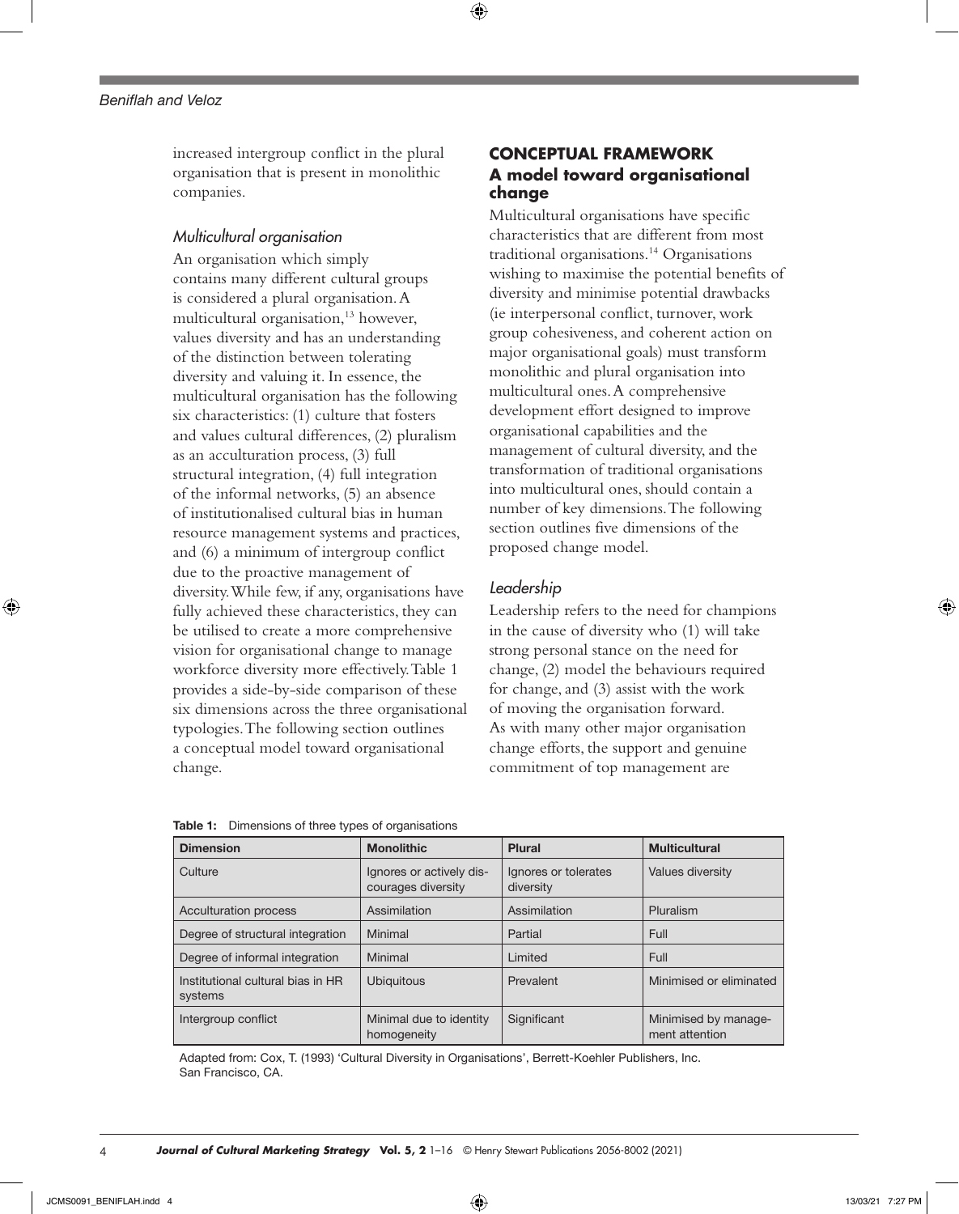increased intergroup conflict in the plural organisation that is present in monolithic companies.

### *Multicultural organisation*

An organisation which simply contains many different cultural groups is considered a plural organisation. A multicultural organisation,[13] however, values diversity and has an understanding of the distinction between tolerating diversity and valuing it. In essence, the multicultural organisation has the following six characteristics: (1) culture that fosters and values cultural differences, (2) pluralism as an acculturation process, (3) full structural integration, (4) full integration of the informal networks, (5) an absence of institutionalised cultural bias in human resource management systems and practices, and (6) a minimum of intergroup conflict due to the proactive management of diversity. While few, if any, organisations have fully achieved these characteristics, they can be utilised to create a more comprehensive vision for organisational change to manage workforce diversity more effectively. Table 1 provides a side-by-side comparison of these six dimensions across the three organisational typologies. The following section outlines a conceptual model toward organisational change.

## CONCEPTUAL FRAMEWORK

### A model toward organisational change

Multicultural organisations have specific characteristics that are different from most traditional organisations.[14] Organisations wishing to maximise the potential benefits of diversity and minimise potential drawbacks (ie interpersonal conflict, turnover, work group cohesiveness, and coherent action on major organisational goals) must transform monolithic and plural organisation into multicultural ones. A comprehensive development effort designed to improve organisational capabilities and the management of cultural diversity, and the transformation of traditional organisations into multicultural ones, should contain a number of key dimensions. The following section outlines five dimensions of the proposed change model.

### *Leadership*

Leadership refers to the need for champions in the cause of diversity who (1) will take strong personal stance on the need for change, (2) model the behaviours required for change, and (3) assist with the work of moving the organisation forward. As with many other major organisation change efforts, the support and genuine commitment of top management are

**Table 1:** Dimensions of three types of organisations

| Dimension | Monolithic | Plural | Multicultural |
|---|---|---|---|
| Culture | Ignores or actively discourages diversity | Ignores or tolerates diversity | Values diversity |
| Acculturation process | Assimilation | Assimilation | Pluralism |
| Degree of structural integration | Minimal | Partial | Full |
| Degree of informal integration | Minimal | Limited | Full |
| Institutional cultural bias in HR systems | Ubiquitous | Prevalent | Minimised or eliminated |
| Intergroup conflict | Minimal due to identity homogeneity | Significant | Minimised by management attention |

Adapted from: Cox, T. (1993) 'Cultural Diversity in Organisations', Berrett-Koehler Publishers, Inc. San Francisco, CA.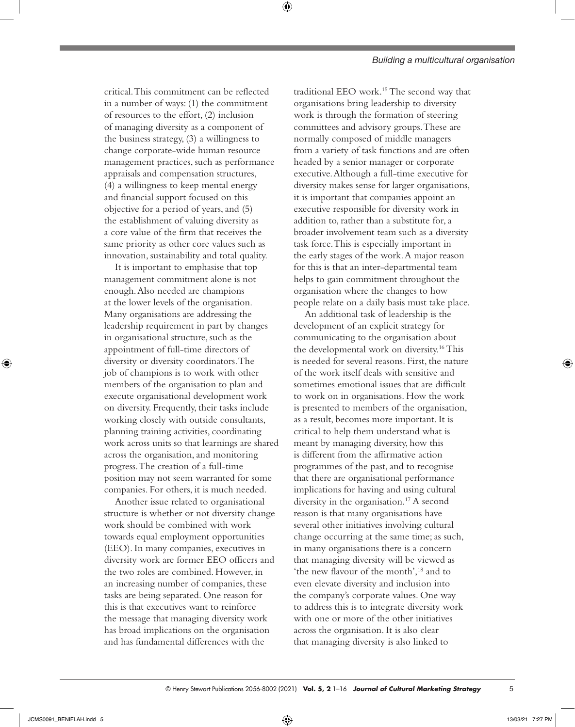critical. This commitment can be reflected in a number of ways: (1) the commitment of resources to the effort, (2) inclusion of managing diversity as a component of the business strategy, (3) a willingness to change corporate-wide human resource management practices, such as performance appraisals and compensation structures, (4) a willingness to keep mental energy and financial support focused on this objective for a period of years, and (5) the establishment of valuing diversity as a core value of the firm that receives the same priority as other core values such as innovation, sustainability and total quality.

It is important to emphasise that top management commitment alone is not enough. Also needed are champions at the lower levels of the organisation. Many organisations are addressing the leadership requirement in part by changes in organisational structure, such as the appointment of full-time directors of diversity or diversity coordinators. The job of champions is to work with other members of the organisation to plan and execute organisational development work on diversity. Frequently, their tasks include working closely with outside consultants, planning training activities, coordinating work across units so that learnings are shared across the organisation, and monitoring progress. The creation of a full-time position may not seem warranted for some companies. For others, it is much needed.

Another issue related to organisational structure is whether or not diversity change work should be combined with work towards equal employment opportunities (EEO). In many companies, executives in diversity work are former EEO officers and the two roles are combined. However, in an increasing number of companies, these tasks are being separated. One reason for this is that executives want to reinforce the message that managing diversity work has broad implications on the organisation and has fundamental differences with the traditional EEO work.[15] The second way that organisations bring leadership to diversity work is through the formation of steering committees and advisory groups. These are normally composed of middle managers from a variety of task functions and are often headed by a senior manager or corporate executive. Although a full-time executive for diversity makes sense for larger organisations, it is important that companies appoint an executive responsible for diversity work in addition to, rather than a substitute for, a broader involvement team such as a diversity task force. This is especially important in the early stages of the work. A major reason for this is that an inter-departmental team helps to gain commitment throughout the organisation where the changes to how people relate on a daily basis must take place.

An additional task of leadership is the development of an explicit strategy for communicating to the organisation about the developmental work on diversity.[16] This is needed for several reasons. First, the nature of the work itself deals with sensitive and sometimes emotional issues that are difficult to work on in organisations. How the work is presented to members of the organisation, as a result, becomes more important. It is critical to help them understand what is meant by managing diversity, how this is different from the affirmative action programmes of the past, and to recognise that there are organisational performance implications for having and using cultural diversity in the organisation.[17] A second reason is that many organisations have several other initiatives involving cultural change occurring at the same time; as such, in many organisations there is a concern that managing diversity will be viewed as 'the new flavour of the month',[18] and to even elevate diversity and inclusion into the company's corporate values. One way to address this is to integrate diversity work with one or more of the other initiatives across the organisation. It is also clear that managing diversity is also linked to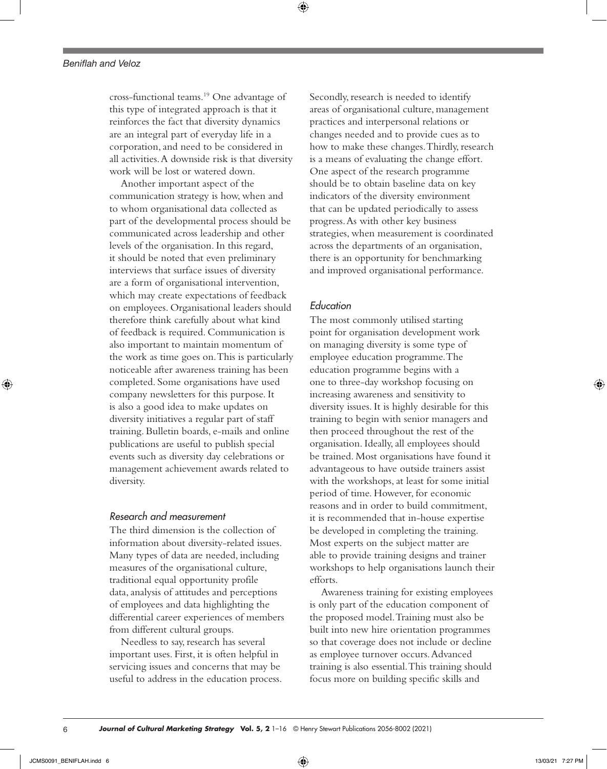cross-functional teams.[19] One advantage of this type of integrated approach is that it reinforces the fact that diversity dynamics are an integral part of everyday life in a corporation, and need to be considered in all activities. A downside risk is that diversity work will be lost or watered down.

Another important aspect of the communication strategy is how, when and to whom organisational data collected as part of the developmental process should be communicated across leadership and other levels of the organisation. In this regard, it should be noted that even preliminary interviews that surface issues of diversity are a form of organisational intervention, which may create expectations of feedback on employees. Organisational leaders should therefore think carefully about what kind of feedback is required. Communication is also important to maintain momentum of the work as time goes on. This is particularly noticeable after awareness training has been completed. Some organisations have used company newsletters for this purpose. It is also a good idea to make updates on diversity initiatives a regular part of staff training. Bulletin boards, e-mails and online publications are useful to publish special events such as diversity day celebrations or management achievement awards related to diversity.

### *Research and measurement*

The third dimension is the collection of information about diversity-related issues. Many types of data are needed, including measures of the organisational culture, traditional equal opportunity profile data, analysis of attitudes and perceptions of employees and data highlighting the differential career experiences of members from different cultural groups.

Needless to say, research has several important uses. First, it is often helpful in servicing issues and concerns that may be useful to address in the education process. Secondly, research is needed to identify areas of organisational culture, management practices and interpersonal relations or changes needed and to provide cues as to how to make these changes. Thirdly, research is a means of evaluating the change effort. One aspect of the research programme should be to obtain baseline data on key indicators of the diversity environment that can be updated periodically to assess progress. As with other key business strategies, when measurement is coordinated across the departments of an organisation, there is an opportunity for benchmarking and improved organisational performance.

### *Education*

The most commonly utilised starting point for organisation development work on managing diversity is some type of employee education programme. The education programme begins with a one to three-day workshop focusing on increasing awareness and sensitivity to diversity issues. It is highly desirable for this training to begin with senior managers and then proceed throughout the rest of the organisation. Ideally, all employees should be trained. Most organisations have found it advantageous to have outside trainers assist with the workshops, at least for some initial period of time. However, for economic reasons and in order to build commitment, it is recommended that in-house expertise be developed in completing the training. Most experts on the subject matter are able to provide training designs and trainer workshops to help organisations launch their efforts.

Awareness training for existing employees is only part of the education component of the proposed model. Training must also be built into new hire orientation programmes so that coverage does not include or decline as employee turnover occurs. Advanced training is also essential. This training should focus more on building specific skills and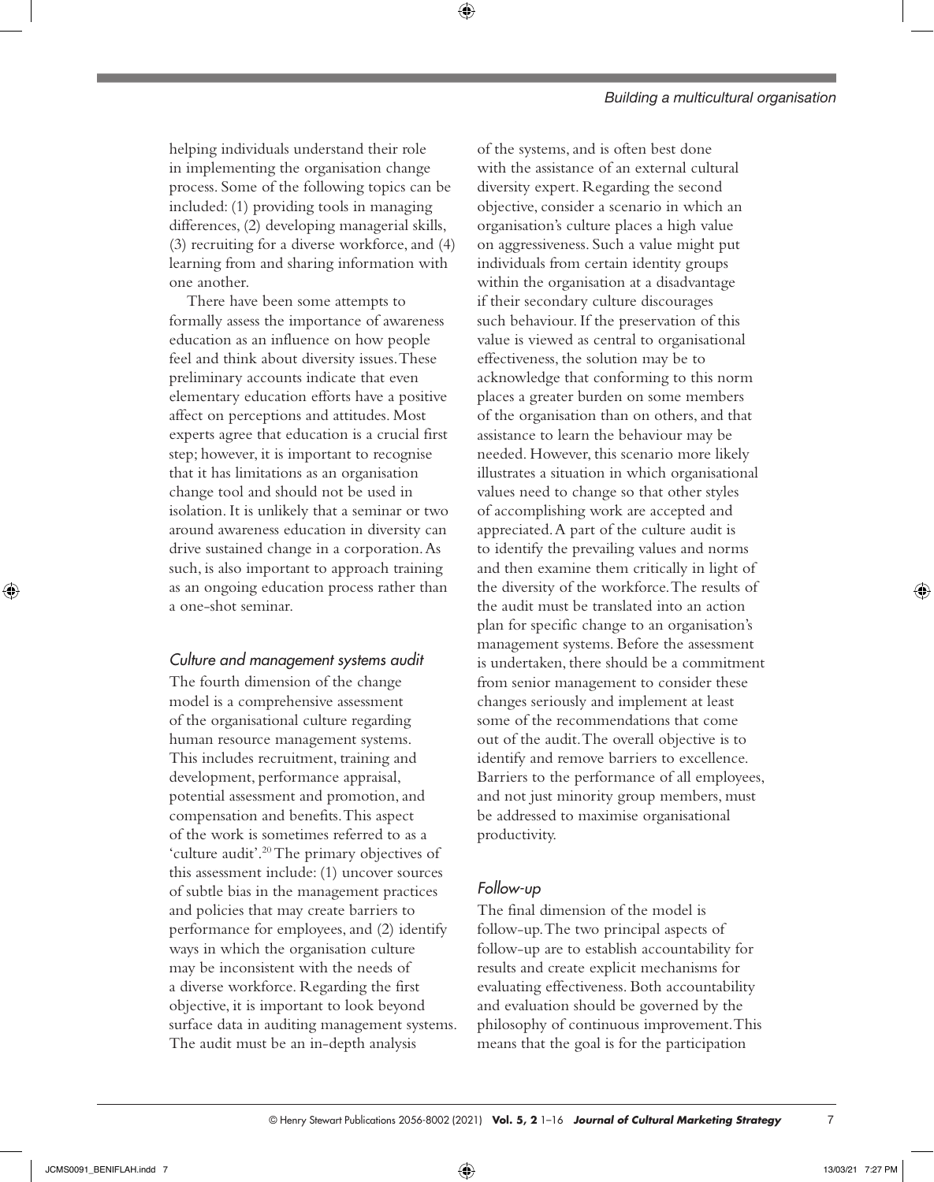helping individuals understand their role in implementing the organisation change process. Some of the following topics can be included: (1) providing tools in managing differences, (2) developing managerial skills, (3) recruiting for a diverse workforce, and (4) learning from and sharing information with one another.

There have been some attempts to formally assess the importance of awareness education as an influence on how people feel and think about diversity issues. These preliminary accounts indicate that even elementary education efforts have a positive affect on perceptions and attitudes. Most experts agree that education is a crucial first step; however, it is important to recognise that it has limitations as an organisation change tool and should not be used in isolation. It is unlikely that a seminar or two around awareness education in diversity can drive sustained change in a corporation. As such, is also important to approach training as an ongoing education process rather than a one-shot seminar.

### *Culture and management systems audit*

The fourth dimension of the change model is a comprehensive assessment of the organisational culture regarding human resource management systems. This includes recruitment, training and development, performance appraisal, potential assessment and promotion, and compensation and benefits. This aspect of the work is sometimes referred to as a 'culture audit'.[20] The primary objectives of this assessment include: (1) uncover sources of subtle bias in the management practices and policies that may create barriers to performance for employees, and (2) identify ways in which the organisation culture may be inconsistent with the needs of a diverse workforce. Regarding the first objective, it is important to look beyond surface data in auditing management systems. The audit must be an in-depth analysis of the systems, and is often best done with the assistance of an external cultural diversity expert. Regarding the second objective, consider a scenario in which an organisation's culture places a high value on aggressiveness. Such a value might put individuals from certain identity groups within the organisation at a disadvantage if their secondary culture discourages such behaviour. If the preservation of this value is viewed as central to organisational effectiveness, the solution may be to acknowledge that conforming to this norm places a greater burden on some members of the organisation than on others, and that assistance to learn the behaviour may be needed. However, this scenario more likely illustrates a situation in which organisational values need to change so that other styles of accomplishing work are accepted and appreciated. A part of the culture audit is to identify the prevailing values and norms and then examine them critically in light of the diversity of the workforce. The results of the audit must be translated into an action plan for specific change to an organisation's management systems. Before the assessment is undertaken, there should be a commitment from senior management to consider these changes seriously and implement at least some of the recommendations that come out of the audit. The overall objective is to identify and remove barriers to excellence. Barriers to the performance of all employees, and not just minority group members, must be addressed to maximise organisational productivity.

### *Follow-up*

The final dimension of the model is follow-up. The two principal aspects of follow-up are to establish accountability for results and create explicit mechanisms for evaluating effectiveness. Both accountability and evaluation should be governed by the philosophy of continuous improvement. This means that the goal is for the participation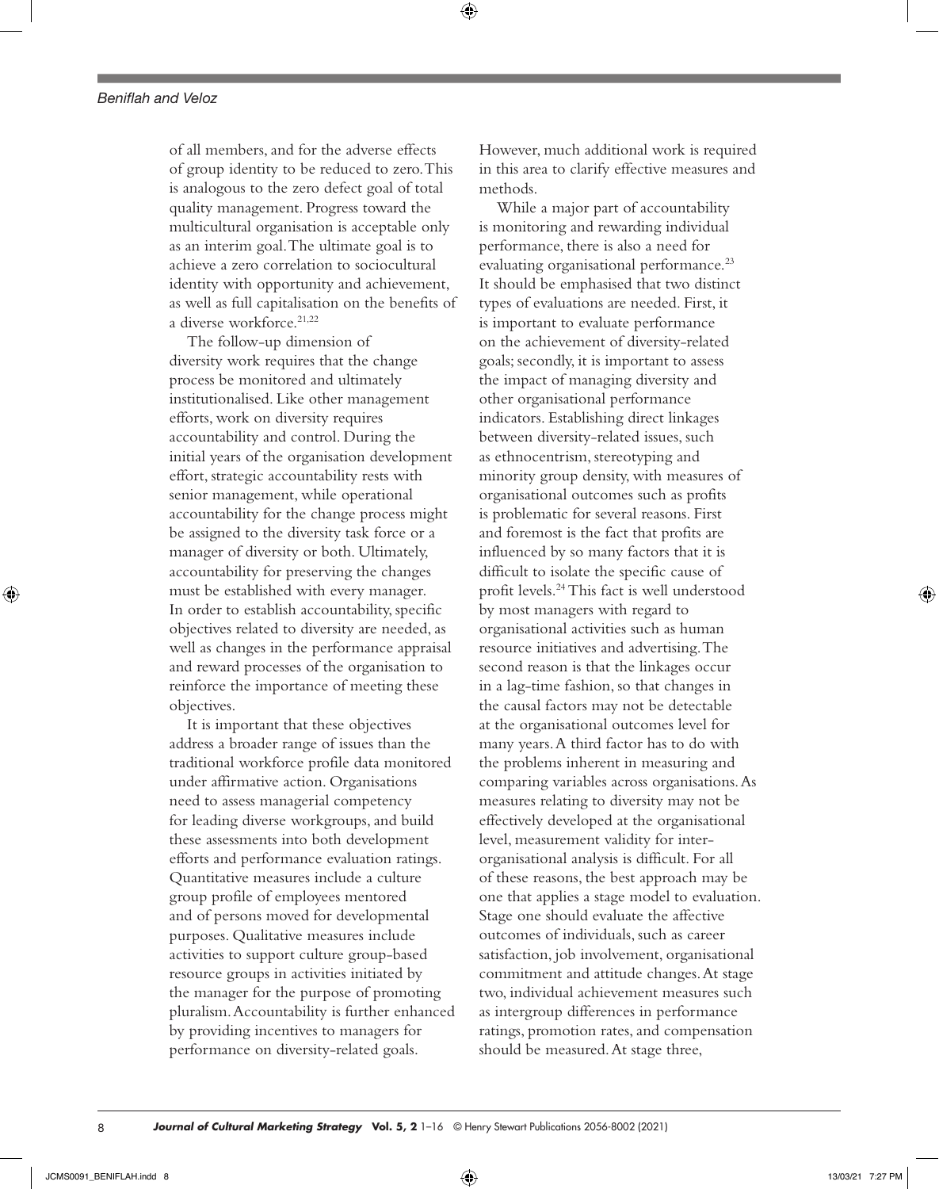of all members, and for the adverse effects of group identity to be reduced to zero. This is analogous to the zero defect goal of total quality management. Progress toward the multicultural organisation is acceptable only as an interim goal. The ultimate goal is to achieve a zero correlation to sociocultural identity with opportunity and achievement, as well as full capitalisation on the benefits of a diverse workforce.[21,22]

The follow-up dimension of diversity work requires that the change process be monitored and ultimately institutionalised. Like other management efforts, work on diversity requires accountability and control. During the initial years of the organisation development effort, strategic accountability rests with senior management, while operational accountability for the change process might be assigned to the diversity task force or a manager of diversity or both. Ultimately, accountability for preserving the changes must be established with every manager. In order to establish accountability, specific objectives related to diversity are needed, as well as changes in the performance appraisal and reward processes of the organisation to reinforce the importance of meeting these objectives.

It is important that these objectives address a broader range of issues than the traditional workforce profile data monitored under affirmative action. Organisations need to assess managerial competency for leading diverse workgroups, and build these assessments into both development efforts and performance evaluation ratings. Quantitative measures include a culture group profile of employees mentored and of persons moved for developmental purposes. Qualitative measures include activities to support culture group-based resource groups in activities initiated by the manager for the purpose of promoting pluralism. Accountability is further enhanced by providing incentives to managers for performance on diversity-related goals. However, much additional work is required in this area to clarify effective measures and methods.

While a major part of accountability is monitoring and rewarding individual performance, there is also a need for evaluating organisational performance.[23] It should be emphasised that two distinct types of evaluations are needed. First, it is important to evaluate performance on the achievement of diversity-related goals; secondly, it is important to assess the impact of managing diversity and other organisational performance indicators. Establishing direct linkages between diversity-related issues, such as ethnocentrism, stereotyping and minority group density, with measures of organisational outcomes such as profits is problematic for several reasons. First and foremost is the fact that profits are influenced by so many factors that it is difficult to isolate the specific cause of profit levels.[24] This fact is well understood by most managers with regard to organisational activities such as human resource initiatives and advertising. The second reason is that the linkages occur in a lag-time fashion, so that changes in the causal factors may not be detectable at the organisational outcomes level for many years. A third factor has to do with the problems inherent in measuring and comparing variables across organisations. As measures relating to diversity may not be effectively developed at the organisational level, measurement validity for inter-organisational analysis is difficult. For all of these reasons, the best approach may be one that applies a stage model to evaluation. Stage one should evaluate the affective outcomes of individuals, such as career satisfaction, job involvement, organisational commitment and attitude changes. At stage two, individual achievement measures such as intergroup differences in performance ratings, promotion rates, and compensation should be measured. At stage three,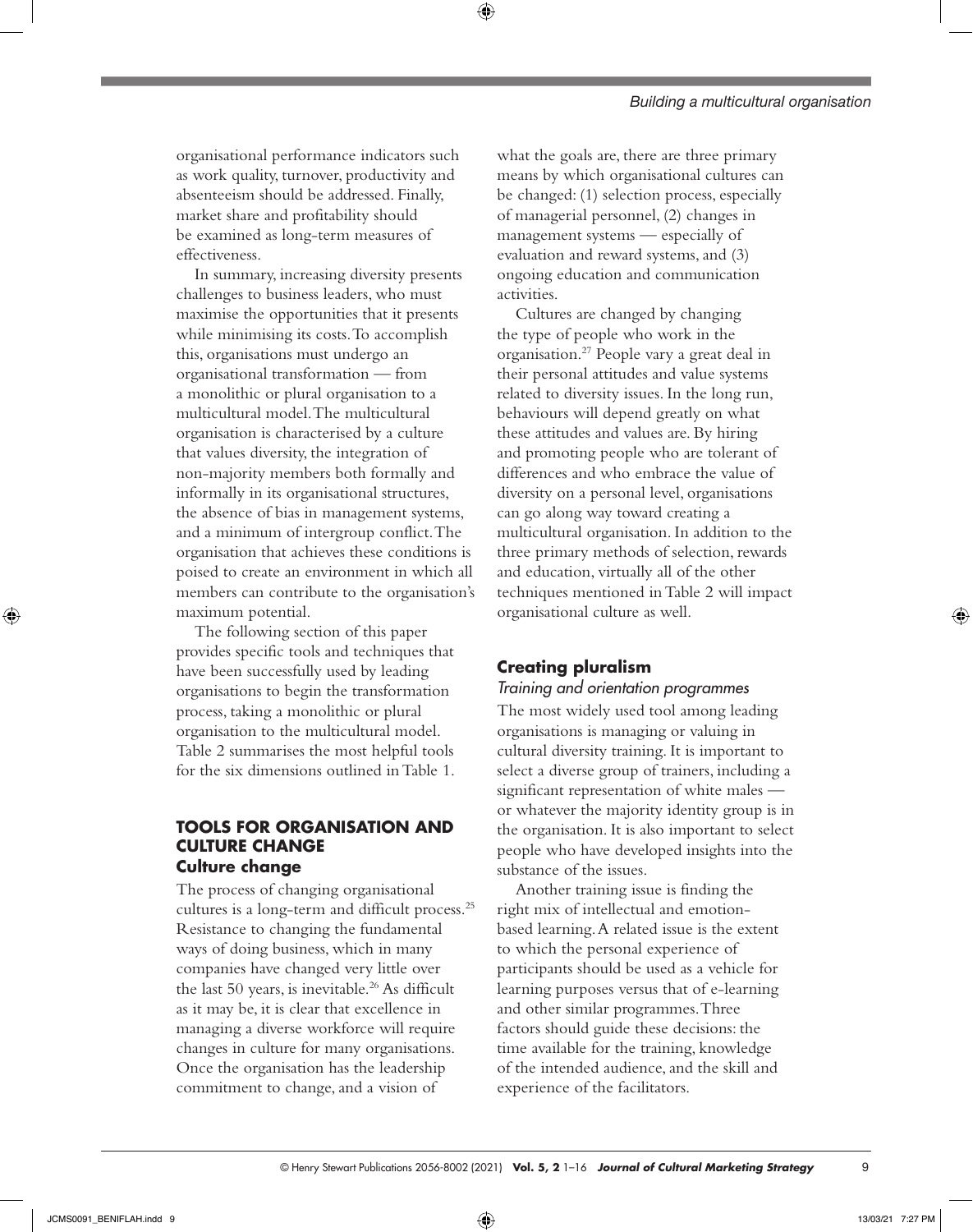organisational performance indicators such as work quality, turnover, productivity and absenteeism should be addressed. Finally, market share and profitability should be examined as long-term measures of effectiveness.

In summary, increasing diversity presents challenges to business leaders, who must maximise the opportunities that it presents while minimising its costs. To accomplish this, organisations must undergo an organisational transformation — from a monolithic or plural organisation to a multicultural model. The multicultural organisation is characterised by a culture that values diversity, the integration of non-majority members both formally and informally in its organisational structures, the absence of bias in management systems, and a minimum of intergroup conflict. The organisation that achieves these conditions is poised to create an environment in which all members can contribute to the organisation's maximum potential.

The following section of this paper provides specific tools and techniques that have been successfully used by leading organisations to begin the transformation process, taking a monolithic or plural organisation to the multicultural model. Table 2 summarises the most helpful tools for the six dimensions outlined in Table 1.

## TOOLS FOR ORGANISATION AND CULTURE CHANGE

### Culture change

The process of changing organisational cultures is a long-term and difficult process.[25] Resistance to changing the fundamental ways of doing business, which in many companies have changed very little over the last 50 years, is inevitable.[26] As difficult as it may be, it is clear that excellence in managing a diverse workforce will require changes in culture for many organisations. Once the organisation has the leadership commitment to change, and a vision of what the goals are, there are three primary means by which organisational cultures can be changed: (1) selection process, especially of managerial personnel, (2) changes in management systems — especially of evaluation and reward systems, and (3) ongoing education and communication activities.

Cultures are changed by changing the type of people who work in the organisation.[27] People vary a great deal in their personal attitudes and value systems related to diversity issues. In the long run, behaviours will depend greatly on what these attitudes and values are. By hiring and promoting people who are tolerant of differences and who embrace the value of diversity on a personal level, organisations can go along way toward creating a multicultural organisation. In addition to the three primary methods of selection, rewards and education, virtually all of the other techniques mentioned in Table 2 will impact organisational culture as well.

### Creating pluralism

*Training and orientation programmes*

The most widely used tool among leading organisations is managing or valuing in cultural diversity training. It is important to select a diverse group of trainers, including a significant representation of white males — or whatever the majority identity group is in the organisation. It is also important to select people who have developed insights into the substance of the issues.

Another training issue is finding the right mix of intellectual and emotion-based learning. A related issue is the extent to which the personal experience of participants should be used as a vehicle for learning purposes versus that of e-learning and other similar programmes. Three factors should guide these decisions: the time available for the training, knowledge of the intended audience, and the skill and experience of the facilitators.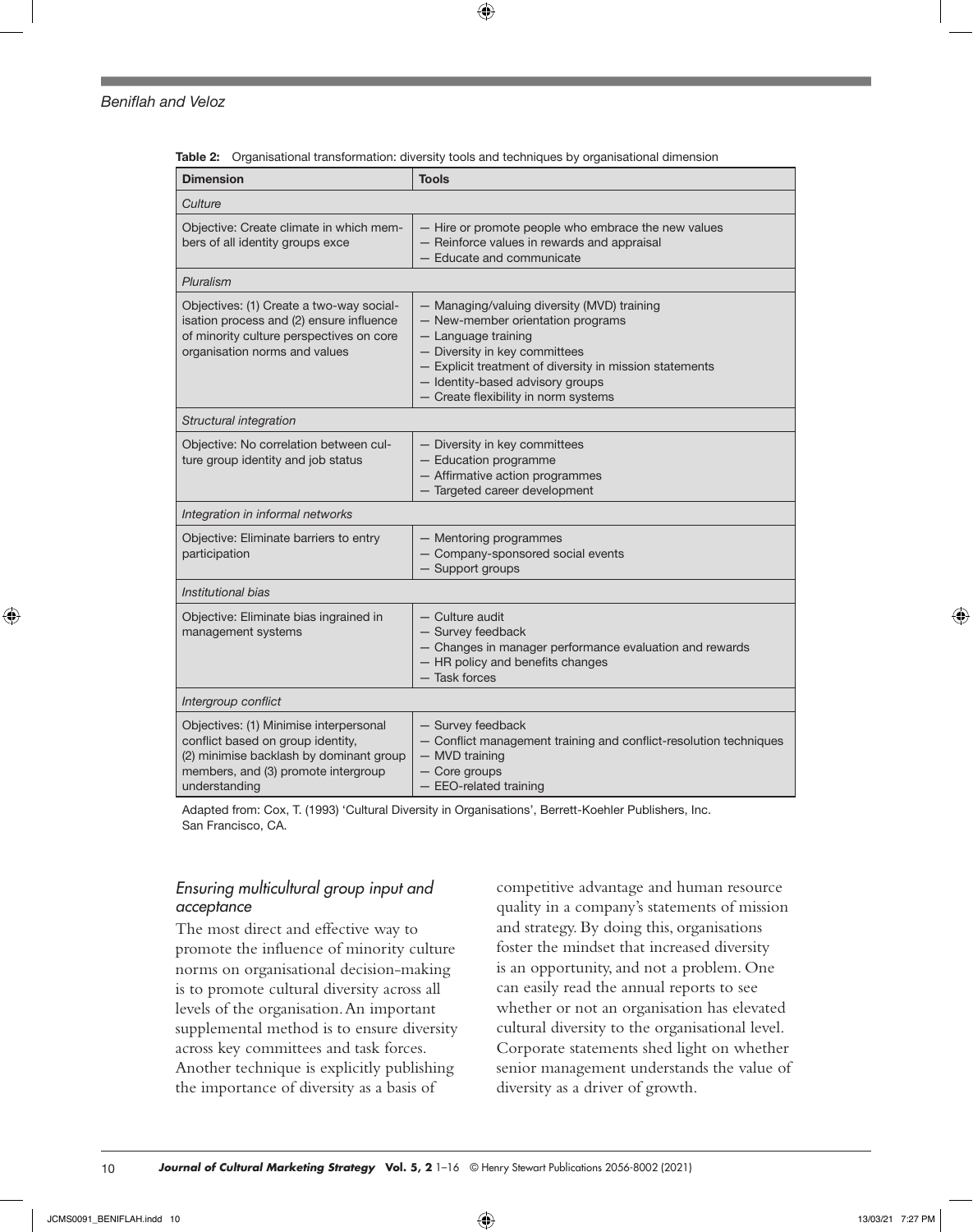**Table 2:** Organisational transformation: diversity tools and techniques by organisational dimension

| Dimension | Tools |
|---|---|
| *Culture* | |
| Objective: Create climate in which members of all identity groups exce | — Hire or promote people who embrace the new values<br>— Reinforce values in rewards and appraisal<br>— Educate and communicate |
| *Pluralism* | |
| Objectives: (1) Create a two-way socialisation process and (2) ensure influence of minority culture perspectives on core organisation norms and values | — Managing/valuing diversity (MVD) training<br>— New-member orientation programs<br>— Language training<br>— Diversity in key committees<br>— Explicit treatment of diversity in mission statements<br>— Identity-based advisory groups<br>— Create flexibility in norm systems |
| *Structural integration* | |
| Objective: No correlation between culture group identity and job status | — Diversity in key committees<br>— Education programme<br>— Affirmative action programmes<br>— Targeted career development |
| *Integration in informal networks* | |
| Objective: Eliminate barriers to entry participation | — Mentoring programmes<br>— Company-sponsored social events<br>— Support groups |
| *Institutional bias* | |
| Objective: Eliminate bias ingrained in management systems | — Culture audit<br>— Survey feedback<br>— Changes in manager performance evaluation and rewards<br>— HR policy and benefits changes<br>— Task forces |
| *Intergroup conflict* | |
| Objectives: (1) Minimise interpersonal conflict based on group identity, (2) minimise backlash by dominant group members, and (3) promote intergroup understanding | — Survey feedback<br>— Conflict management training and conflict-resolution techniques<br>— MVD training<br>— Core groups<br>— EEO-related training |

Adapted from: Cox, T. (1993) 'Cultural Diversity in Organisations', Berrett-Koehler Publishers, Inc. San Francisco, CA.

### *Ensuring multicultural group input and acceptance*

The most direct and effective way to promote the influence of minority culture norms on organisational decision-making is to promote cultural diversity across all levels of the organisation. An important supplemental method is to ensure diversity across key committees and task forces. Another technique is explicitly publishing the importance of diversity as a basis of competitive advantage and human resource quality in a company's statements of mission and strategy. By doing this, organisations foster the mindset that increased diversity is an opportunity, and not a problem. One can easily read the annual reports to see whether or not an organisation has elevated cultural diversity to the organisational level. Corporate statements shed light on whether senior management understands the value of diversity as a driver of growth.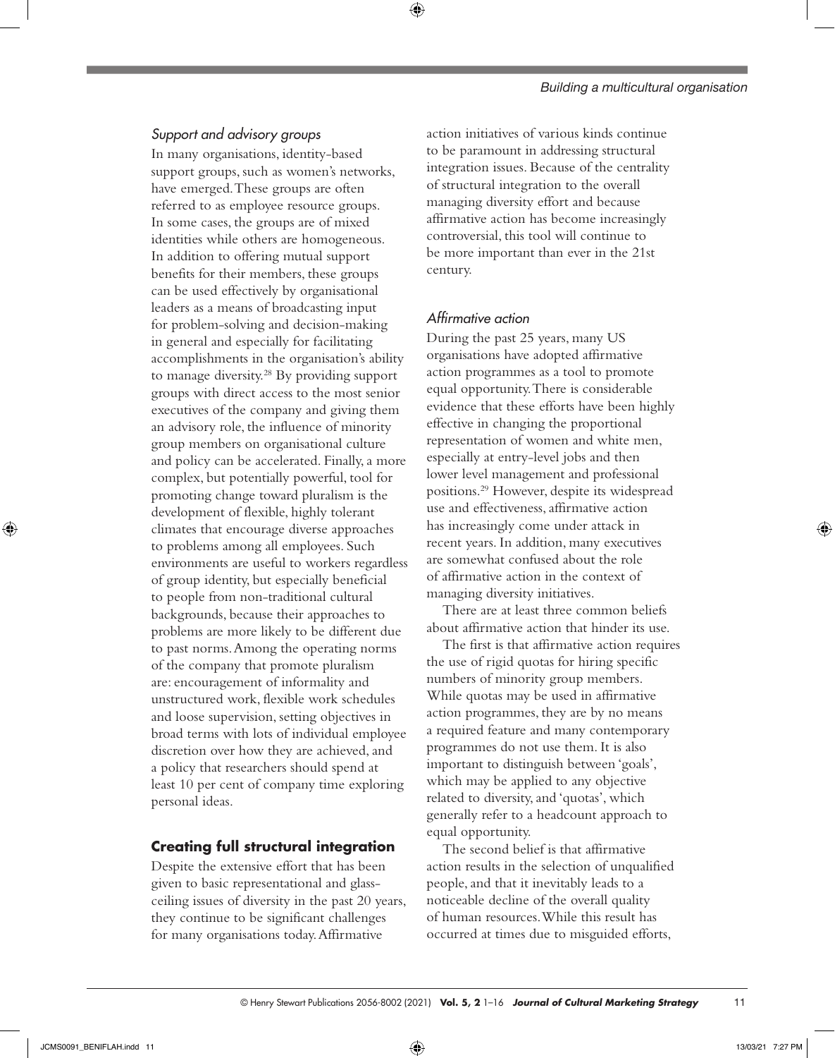*Support and advisory groups*

In many organisations, identity-based support groups, such as women's networks, have emerged. These groups are often referred to as employee resource groups. In some cases, the groups are of mixed identities while others are homogeneous. In addition to offering mutual support benefits for their members, these groups can be used effectively by organisational leaders as a means of broadcasting input for problem-solving and decision-making in general and especially for facilitating accomplishments in the organisation's ability to manage diversity.[28] By providing support groups with direct access to the most senior executives of the company and giving them an advisory role, the influence of minority group members on organisational culture and policy can be accelerated. Finally, a more complex, but potentially powerful, tool for promoting change toward pluralism is the development of flexible, highly tolerant climates that encourage diverse approaches to problems among all employees. Such environments are useful to workers regardless of group identity, but especially beneficial to people from non-traditional cultural backgrounds, because their approaches to problems are more likely to be different due to past norms. Among the operating norms of the company that promote pluralism are: encouragement of informality and unstructured work, flexible work schedules and loose supervision, setting objectives in broad terms with lots of individual employee discretion over how they are achieved, and a policy that researchers should spend at least 10 per cent of company time exploring personal ideas.

## Creating full structural integration

Despite the extensive effort that has been given to basic representational and glass-ceiling issues of diversity in the past 20 years, they continue to be significant challenges for many organisations today. Affirmative action initiatives of various kinds continue to be paramount in addressing structural integration issues. Because of the centrality of structural integration to the overall managing diversity effort and because affirmative action has become increasingly controversial, this tool will continue to be more important than ever in the 21st century.

*Affirmative action*

During the past 25 years, many US organisations have adopted affirmative action programmes as a tool to promote equal opportunity. There is considerable evidence that these efforts have been highly effective in changing the proportional representation of women and white men, especially at entry-level jobs and then lower level management and professional positions.[29] However, despite its widespread use and effectiveness, affirmative action has increasingly come under attack in recent years. In addition, many executives are somewhat confused about the role of affirmative action in the context of managing diversity initiatives.

There are at least three common beliefs about affirmative action that hinder its use.

The first is that affirmative action requires the use of rigid quotas for hiring specific numbers of minority group members. While quotas may be used in affirmative action programmes, they are by no means a required feature and many contemporary programmes do not use them. It is also important to distinguish between 'goals', which may be applied to any objective related to diversity, and 'quotas', which generally refer to a headcount approach to equal opportunity.

The second belief is that affirmative action results in the selection of unqualified people, and that it inevitably leads to a noticeable decline of the overall quality of human resources. While this result has occurred at times due to misguided efforts,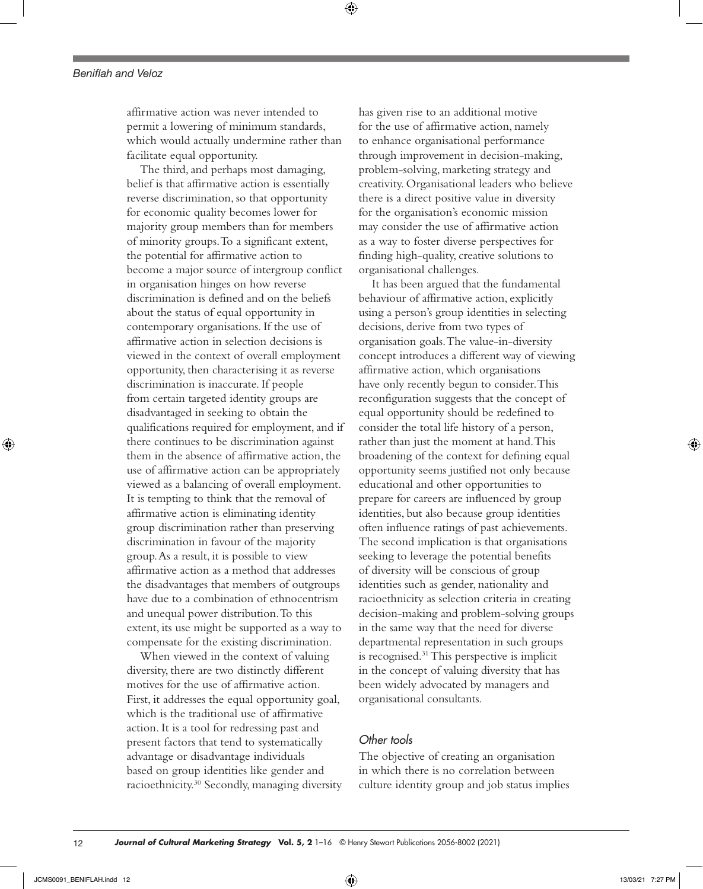affirmative action was never intended to permit a lowering of minimum standards, which would actually undermine rather than facilitate equal opportunity.

The third, and perhaps most damaging, belief is that affirmative action is essentially reverse discrimination, so that opportunity for economic quality becomes lower for majority group members than for members of minority groups. To a significant extent, the potential for affirmative action to become a major source of intergroup conflict in organisation hinges on how reverse discrimination is defined and on the beliefs about the status of equal opportunity in contemporary organisations. If the use of affirmative action in selection decisions is viewed in the context of overall employment opportunity, then characterising it as reverse discrimination is inaccurate. If people from certain targeted identity groups are disadvantaged in seeking to obtain the qualifications required for employment, and if there continues to be discrimination against them in the absence of affirmative action, the use of affirmative action can be appropriately viewed as a balancing of overall employment. It is tempting to think that the removal of affirmative action is eliminating identity group discrimination rather than preserving discrimination in favour of the majority group. As a result, it is possible to view affirmative action as a method that addresses the disadvantages that members of outgroups have due to a combination of ethnocentrism and unequal power distribution. To this extent, its use might be supported as a way to compensate for the existing discrimination.

When viewed in the context of valuing diversity, there are two distinctly different motives for the use of affirmative action. First, it addresses the equal opportunity goal, which is the traditional use of affirmative action. It is a tool for redressing past and present factors that tend to systematically advantage or disadvantage individuals based on group identities like gender and racioethnicity.[30] Secondly, managing diversity has given rise to an additional motive for the use of affirmative action, namely to enhance organisational performance through improvement in decision-making, problem-solving, marketing strategy and creativity. Organisational leaders who believe there is a direct positive value in diversity for the organisation's economic mission may consider the use of affirmative action as a way to foster diverse perspectives for finding high-quality, creative solutions to organisational challenges.

It has been argued that the fundamental behaviour of affirmative action, explicitly using a person's group identities in selecting decisions, derive from two types of organisation goals. The value-in-diversity concept introduces a different way of viewing affirmative action, which organisations have only recently begun to consider. This reconfiguration suggests that the concept of equal opportunity should be redefined to consider the total life history of a person, rather than just the moment at hand. This broadening of the context for defining equal opportunity seems justified not only because educational and other opportunities to prepare for careers are influenced by group identities, but also because group identities often influence ratings of past achievements. The second implication is that organisations seeking to leverage the potential benefits of diversity will be conscious of group identities such as gender, nationality and racioethnicity as selection criteria in creating decision-making and problem-solving groups in the same way that the need for diverse departmental representation in such groups is recognised.[31] This perspective is implicit in the concept of valuing diversity that has been widely advocated by managers and organisational consultants.

### *Other tools*

The objective of creating an organisation in which there is no correlation between culture identity group and job status implies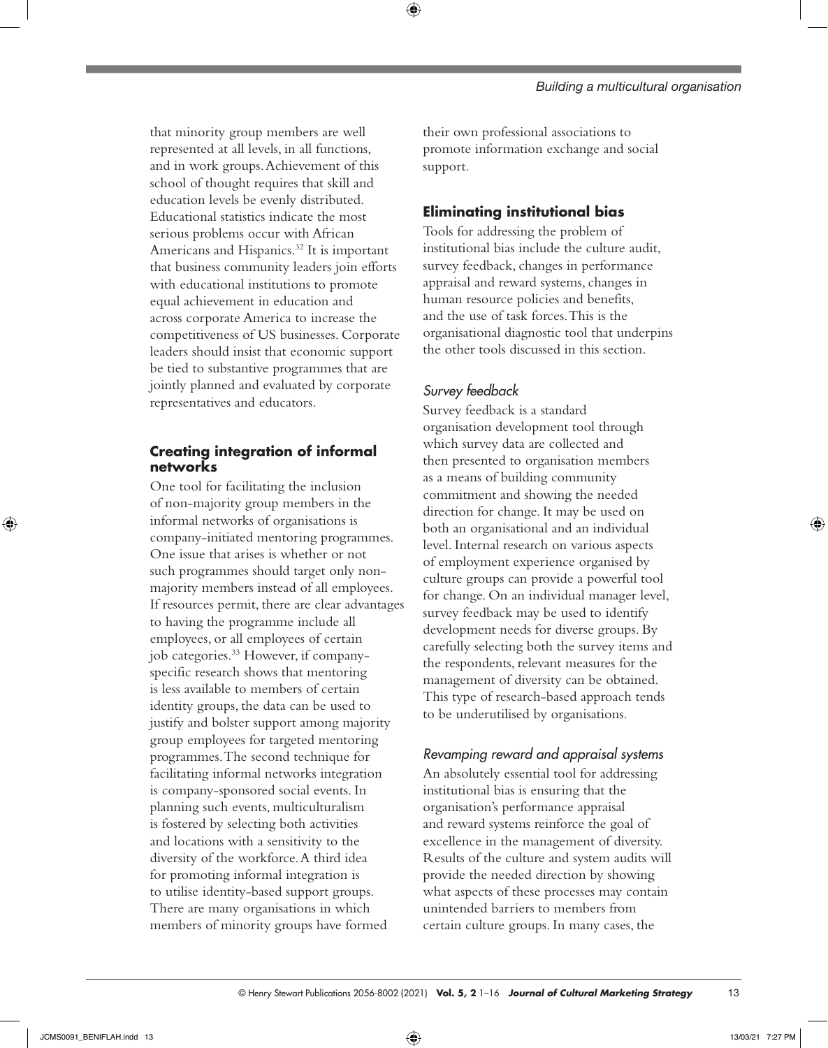that minority group members are well represented at all levels, in all functions, and in work groups. Achievement of this school of thought requires that skill and education levels be evenly distributed. Educational statistics indicate the most serious problems occur with African Americans and Hispanics.[32] It is important that business community leaders join efforts with educational institutions to promote equal achievement in education and across corporate America to increase the competitiveness of US businesses. Corporate leaders should insist that economic support be tied to substantive programmes that are jointly planned and evaluated by corporate representatives and educators.

## Creating integration of informal networks

One tool for facilitating the inclusion of non-majority group members in the informal networks of organisations is company-initiated mentoring programmes. One issue that arises is whether or not such programmes should target only non-majority members instead of all employees. If resources permit, there are clear advantages to having the programme include all employees, or all employees of certain job categories.[33] However, if company-specific research shows that mentoring is less available to members of certain identity groups, the data can be used to justify and bolster support among majority group employees for targeted mentoring programmes. The second technique for facilitating informal networks integration is company-sponsored social events. In planning such events, multiculturalism is fostered by selecting both activities and locations with a sensitivity to the diversity of the workforce. A third idea for promoting informal integration is to utilise identity-based support groups. There are many organisations in which members of minority groups have formed their own professional associations to promote information exchange and social support.

## Eliminating institutional bias

Tools for addressing the problem of institutional bias include the culture audit, survey feedback, changes in performance appraisal and reward systems, changes in human resource policies and benefits, and the use of task forces. This is the organisational diagnostic tool that underpins the other tools discussed in this section.

### *Survey feedback*

Survey feedback is a standard organisation development tool through which survey data are collected and then presented to organisation members as a means of building community commitment and showing the needed direction for change. It may be used on both an organisational and an individual level. Internal research on various aspects of employment experience organised by culture groups can provide a powerful tool for change. On an individual manager level, survey feedback may be used to identify development needs for diverse groups. By carefully selecting both the survey items and the respondents, relevant measures for the management of diversity can be obtained. This type of research-based approach tends to be underutilised by organisations.

### *Revamping reward and appraisal systems*

An absolutely essential tool for addressing institutional bias is ensuring that the organisation's performance appraisal and reward systems reinforce the goal of excellence in the management of diversity. Results of the culture and system audits will provide the needed direction by showing what aspects of these processes may contain unintended barriers to members from certain culture groups. In many cases, the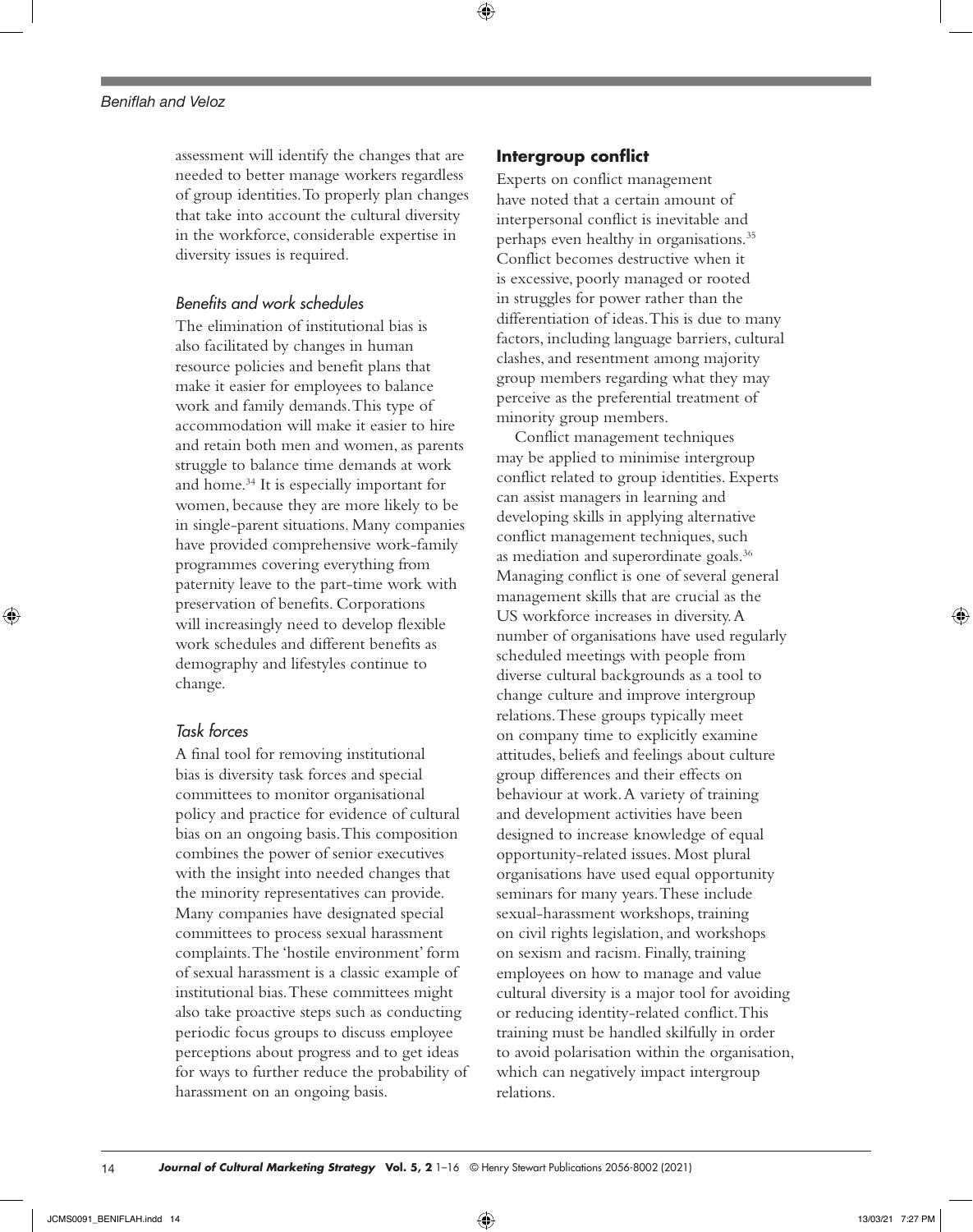assessment will identify the changes that are needed to better manage workers regardless of group identities. To properly plan changes that take into account the cultural diversity in the workforce, considerable expertise in diversity issues is required.

### *Benefits and work schedules*

The elimination of institutional bias is also facilitated by changes in human resource policies and benefit plans that make it easier for employees to balance work and family demands. This type of accommodation will make it easier to hire and retain both men and women, as parents struggle to balance time demands at work and home.[34] It is especially important for women, because they are more likely to be in single-parent situations. Many companies have provided comprehensive work-family programmes covering everything from paternity leave to the part-time work with preservation of benefits. Corporations will increasingly need to develop flexible work schedules and different benefits as demography and lifestyles continue to change.

### *Task forces*

A final tool for removing institutional bias is diversity task forces and special committees to monitor organisational policy and practice for evidence of cultural bias on an ongoing basis. This composition combines the power of senior executives with the insight into needed changes that the minority representatives can provide. Many companies have designated special committees to process sexual harassment complaints. The 'hostile environment' form of sexual harassment is a classic example of institutional bias. These committees might also take proactive steps such as conducting periodic focus groups to discuss employee perceptions about progress and to get ideas for ways to further reduce the probability of harassment on an ongoing basis.

## **Intergroup conflict**

Experts on conflict management have noted that a certain amount of interpersonal conflict is inevitable and perhaps even healthy in organisations.[35] Conflict becomes destructive when it is excessive, poorly managed or rooted in struggles for power rather than the differentiation of ideas. This is due to many factors, including language barriers, cultural clashes, and resentment among majority group members regarding what they may perceive as the preferential treatment of minority group members.

Conflict management techniques may be applied to minimise intergroup conflict related to group identities. Experts can assist managers in learning and developing skills in applying alternative conflict management techniques, such as mediation and superordinate goals.[36] Managing conflict is one of several general management skills that are crucial as the US workforce increases in diversity. A number of organisations have used regularly scheduled meetings with people from diverse cultural backgrounds as a tool to change culture and improve intergroup relations. These groups typically meet on company time to explicitly examine attitudes, beliefs and feelings about culture group differences and their effects on behaviour at work. A variety of training and development activities have been designed to increase knowledge of equal opportunity-related issues. Most plural organisations have used equal opportunity seminars for many years. These include sexual-harassment workshops, training on civil rights legislation, and workshops on sexism and racism. Finally, training employees on how to manage and value cultural diversity is a major tool for avoiding or reducing identity-related conflict. This training must be handled skilfully in order to avoid polarisation within the organisation, which can negatively impact intergroup relations.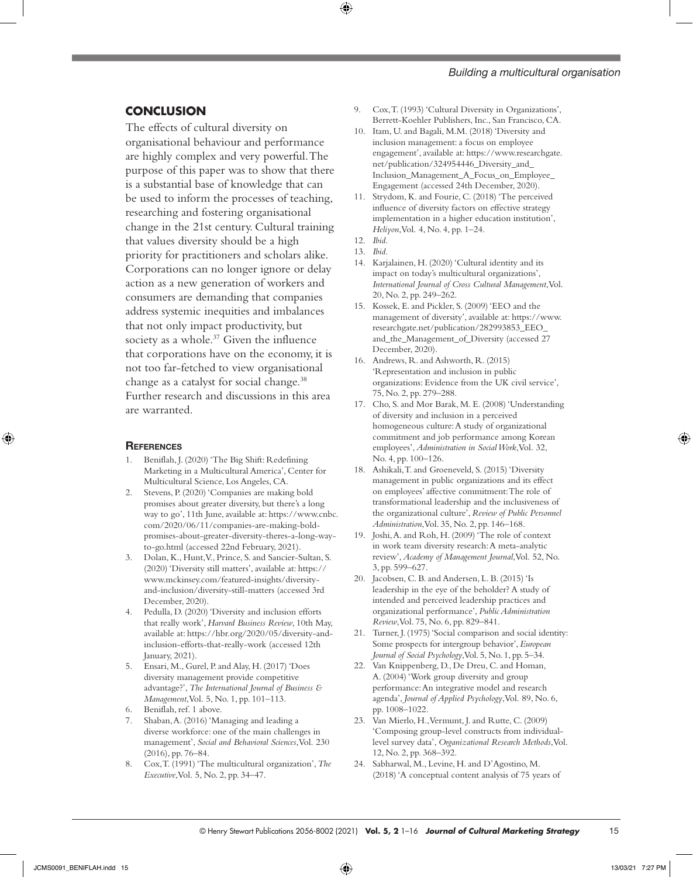## CONCLUSION

The effects of cultural diversity on organisational behaviour and performance are highly complex and very powerful. The purpose of this paper was to show that there is a substantial base of knowledge that can be used to inform the processes of teaching, researching and fostering organisational change in the 21st century. Cultural training that values diversity should be a high priority for practitioners and scholars alike. Corporations can no longer ignore or delay action as a new generation of workers and consumers are demanding that companies address systemic inequities and imbalances that not only impact productivity, but society as a whole.[37] Given the influence that corporations have on the economy, it is not too far-fetched to view organisational change as a catalyst for social change.[38] Further research and discussions in this area are warranted.

### References

1. Beniflah, J. (2020) 'The Big Shift: Redefining Marketing in a Multicultural America', Center for Multicultural Science, Los Angeles, CA.
2. Stevens, P. (2020) 'Companies are making bold promises about greater diversity, but there's a long way to go', 11th June, available at: https://www.cnbc.com/2020/06/11/companies-are-making-bold-promises-about-greater-diversity-theres-a-long-way-to-go.html (accessed 22nd February, 2021).
3. Dolan, K., Hunt, V., Prince, S. and Sancier-Sultan, S. (2020) 'Diversity still matters', available at: https://www.mckinsey.com/featured-insights/diversity-and-inclusion/diversity-still-matters (accessed 3rd December, 2020).
4. Pedulla, D. (2020) 'Diversity and inclusion efforts that really work', *Harvard Business Review*, 10th May, available at: https://hbr.org/2020/05/diversity-and-inclusion-efforts-that-really-work (accessed 12th January, 2021).
5. Ensari, M., Gurel, P. and Alay, H. (2017) 'Does diversity management provide competitive advantage?', *The International Journal of Business & Management*, Vol. 5, No. 1, pp. 101–113.
6. Beniflah, ref. 1 above.
7. Shaban, A. (2016) 'Managing and leading a diverse workforce: one of the main challenges in management', *Social and Behavioral Sciences*, Vol. 230 (2016), pp. 76–84.
8. Cox, T. (1991) 'The multicultural organization', *The Executive*, Vol. 5, No. 2, pp. 34–47.
9. Cox, T. (1993) 'Cultural Diversity in Organizations', Berrett-Koehler Publishers, Inc., San Francisco, CA.
10. Itam, U. and Bagali, M.M. (2018) 'Diversity and inclusion management: a focus on employee engagement', available at: https://www.researchgate.net/publication/324954446_Diversity_and_Inclusion_Management_A_Focus_on_Employee_Engagement (accessed 24th December, 2020).
11. Strydom, K. and Fourie, C. (2018) 'The perceived influence of diversity factors on effective strategy implementation in a higher education institution', *Heliyon*, Vol. 4, No. 4, pp. 1–24.
12. *Ibid*.
13. *Ibid*.
14. Karjalainen, H. (2020) 'Cultural identity and its impact on today's multicultural organizations', *International Journal of Cross Cultural Management*, Vol. 20, No. 2, pp. 249–262.
15. Kossek, E. and Pickler, S. (2009) 'EEO and the management of diversity', available at: https://www.researchgate.net/publication/282993853_EEO_and_the_Management_of_Diversity (accessed 27 December, 2020).
16. Andrews, R. and Ashworth, R. (2015) 'Representation and inclusion in public organizations: Evidence from the UK civil service', 75, No. 2, pp. 279–288.
17. Cho, S. and Mor Barak, M. E. (2008) 'Understanding of diversity and inclusion in a perceived homogeneous culture: A study of organizational commitment and job performance among Korean employees', *Administration in Social Work*, Vol. 32, No. 4, pp. 100–126.
18. Ashikali, T. and Groeneveld, S. (2015) 'Diversity management in public organizations and its effect on employees' affective commitment: The role of transformational leadership and the inclusiveness of the organizational culture', *Review of Public Personnel Administration*, Vol. 35, No. 2, pp. 146–168.
19. Joshi, A. and Roh, H. (2009) 'The role of context in work team diversity research: A meta-analytic review', *Academy of Management Journal*, Vol. 52, No. 3, pp. 599–627.
20. Jacobsen, C. B. and Andersen, L. B. (2015) 'Is leadership in the eye of the beholder? A study of intended and perceived leadership practices and organizational performance', *Public Administration Review*, Vol. 75, No. 6, pp. 829–841.
21. Turner, J. (1975) 'Social comparison and social identity: Some prospects for intergroup behavior', *European Journal of Social Psychology*, Vol. 5, No. 1, pp. 5–34.
22. Van Knippenberg, D., De Dreu, C. and Homan, A. (2004) 'Work group diversity and group performance: An integrative model and research agenda', *Journal of Applied Psychology*, Vol. 89, No. 6, pp. 1008–1022.
23. Van Mierlo, H., Vermunt, J. and Rutte, C. (2009) 'Composing group-level constructs from individual-level survey data', *Organizational Research Methods*, Vol. 12, No. 2, pp. 368–392.
24. Sabharwal, M., Levine, H. and D'Agostino, M. (2018) 'A conceptual content analysis of 75 years of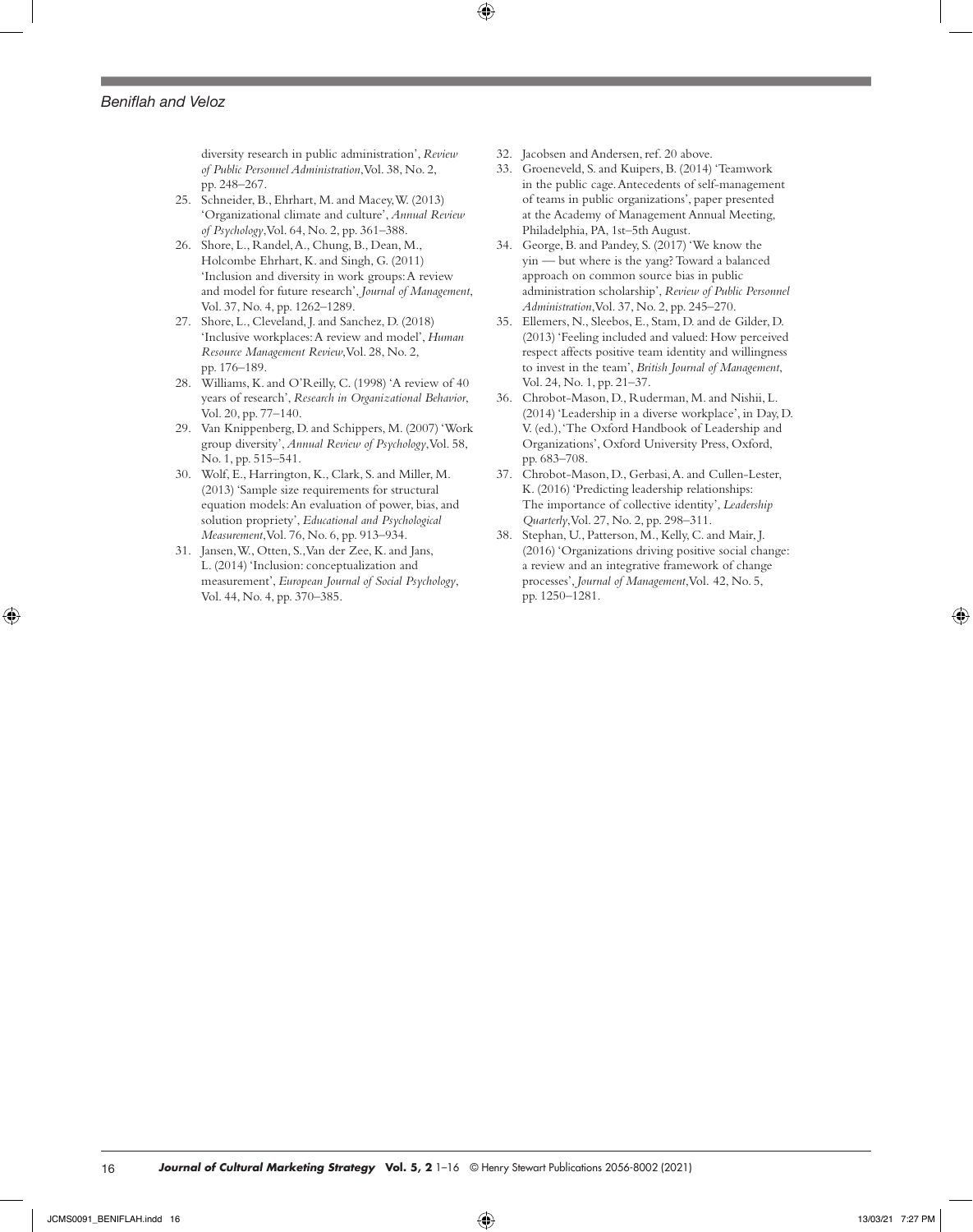diversity research in public administration', *Review of Public Personnel Administration*, Vol. 38, No. 2, pp. 248–267.

25. Schneider, B., Ehrhart, M. and Macey, W. (2013) 'Organizational climate and culture', *Annual Review of Psychology*, Vol. 64, No. 2, pp. 361–388.
26. Shore, L., Randel, A., Chung, B., Dean, M., Holcombe Ehrhart, K. and Singh, G. (2011) 'Inclusion and diversity in work groups: A review and model for future research', *Journal of Management*, Vol. 37, No. 4, pp. 1262–1289.
27. Shore, L., Cleveland, J. and Sanchez, D. (2018) 'Inclusive workplaces: A review and model', *Human Resource Management Review*, Vol. 28, No. 2, pp. 176–189.
28. Williams, K. and O'Reilly, C. (1998) 'A review of 40 years of research', *Research in Organizational Behavior*, Vol. 20, pp. 77–140.
29. Van Knippenberg, D. and Schippers, M. (2007) 'Work group diversity', *Annual Review of Psychology*, Vol. 58, No. 1, pp. 515–541.
30. Wolf, E., Harrington, K., Clark, S. and Miller, M. (2013) 'Sample size requirements for structural equation models: An evaluation of power, bias, and solution propriety', *Educational and Psychological Measurement*, Vol. 76, No. 6, pp. 913–934.
31. Jansen, W., Otten, S., Van der Zee, K. and Jans, L. (2014) 'Inclusion: conceptualization and measurement', *European Journal of Social Psychology*, Vol. 44, No. 4, pp. 370–385.
32. Jacobsen and Andersen, ref. 20 above.
33. Groeneveld, S. and Kuipers, B. (2014) 'Teamwork in the public cage. Antecedents of self-management of teams in public organizations', paper presented at the Academy of Management Annual Meeting, Philadelphia, PA, 1st–5th August.
34. George, B. and Pandey, S. (2017) 'We know the yin — but where is the yang? Toward a balanced approach on common source bias in public administration scholarship', *Review of Public Personnel Administration*, Vol. 37, No. 2, pp. 245–270.
35. Ellemers, N., Sleebos, E., Stam, D. and de Gilder, D. (2013) 'Feeling included and valued: How perceived respect affects positive team identity and willingness to invest in the team', *British Journal of Management*, Vol. 24, No. 1, pp. 21–37.
36. Chrobot-Mason, D., Ruderman, M. and Nishii, L. (2014) 'Leadership in a diverse workplace', in Day, D. V. (ed.), 'The Oxford Handbook of Leadership and Organizations', Oxford University Press, Oxford, pp. 683–708.
37. Chrobot-Mason, D., Gerbasi, A. and Cullen-Lester, K. (2016) 'Predicting leadership relationships: The importance of collective identity', *Leadership Quarterly*, Vol. 27, No. 2, pp. 298–311.
38. Stephan, U., Patterson, M., Kelly, C. and Mair, J. (2016) 'Organizations driving positive social change: a review and an integrative framework of change processes', *Journal of Management*, Vol. 42, No. 5, pp. 1250–1281.